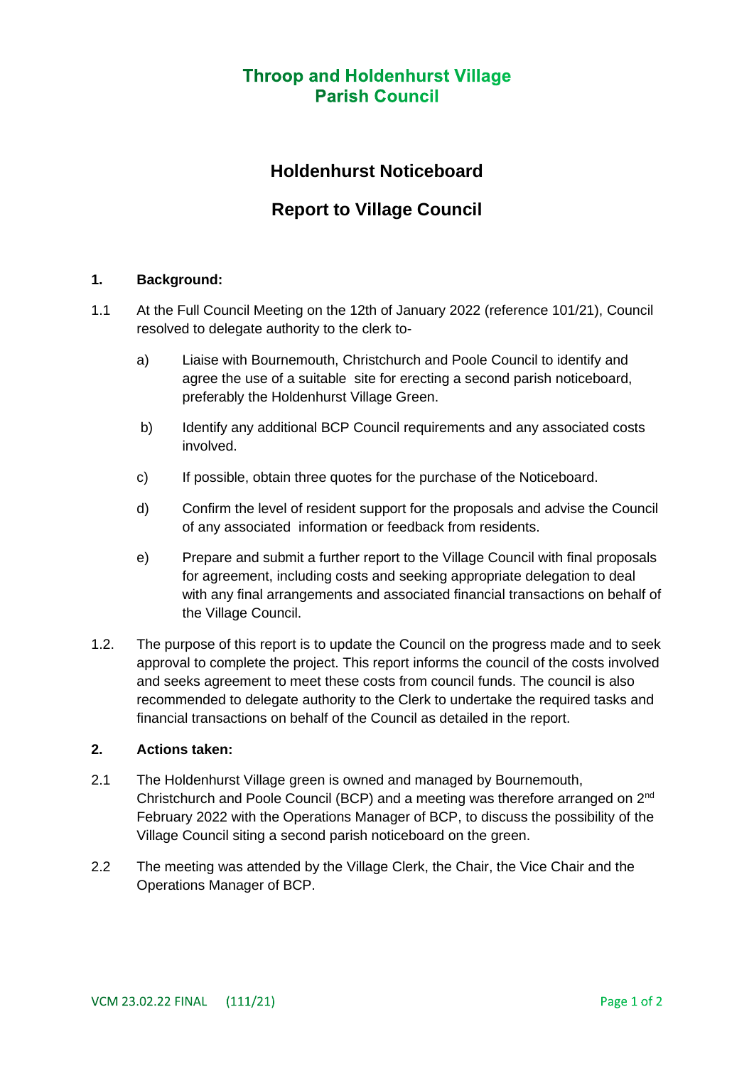# Throop and Holdenhurst Village Parish Council

## Holdenhurst Noticeboard

## Report to Village Council

### 1. Background:

1.1 At the Full Council Meeting on the 12th of January 2022 (reference 101/21), Council resolved to delegate authority to the clerk to-

a) Liaise with Bournemouth, Christchurch and Poole Council to identify and agree the use of a suitable site for erecting a second parish noticeboard, preferably the Holdenhurst Village Green.

b) Identify any additional BCP Council requirements and any associated costs involved.

c) If possible, obtain three quotes for the purchase of the Noticeboard.

d) Confirm the level of resident support for the proposals and advise the Council of any associated information or feedback from residents.

e) Prepare and submit a further report to the Village Council with final proposals for agreement, including costs and seeking appropriate delegation to deal with any final arrangements and associated financial transactions on behalf of the Village Council.

1.2. The purpose of this report is to update the Council on the progress made and to seek approval to complete the project. This report informs the council of the costs involved and seeks agreement to meet these costs from council funds. The council is also recommended to delegate authority to the Clerk to undertake the required tasks and financial transactions on behalf of the Council as detailed in the report.

### 2. Actions taken:

2.1 The Holdenhurst Village green is owned and managed by Bournemouth, Christchurch and Poole Council (BCP) and a meeting was therefore arranged on 2nd February 2022 with the Operations Manager of BCP, to discuss the possibility of the Village Council siting a second parish noticeboard on the green.

2.2 The meeting was attended by the Village Clerk, the Chair, the Vice Chair and the Operations Manager of BCP.

VCM 23.02.22 FINAL (111/21)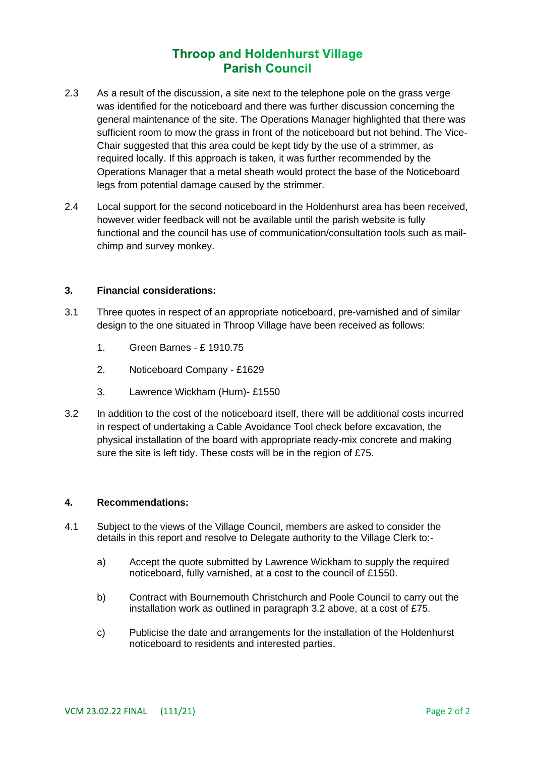# Throop and Holdenhurst Village Parish Council

2.3 As a result of the discussion, a site next to the telephone pole on the grass verge was identified for the noticeboard and there was further discussion concerning the general maintenance of the site. The Operations Manager highlighted that there was sufficient room to mow the grass in front of the noticeboard but not behind. The Vice-Chair suggested that this area could be kept tidy by the use of a strimmer, as required locally. If this approach is taken, it was further recommended by the Operations Manager that a metal sheath would protect the base of the Noticeboard legs from potential damage caused by the strimmer.

2.4 Local support for the second noticeboard in the Holdenhurst area has been received, however wider feedback will not be available until the parish website is fully functional and the council has use of communication/consultation tools such as mail-chimp and survey monkey.

### 3. Financial considerations:

3.1 Three quotes in respect of an appropriate noticeboard, pre-varnished and of similar design to the one situated in Throop Village have been received as follows:

1. Green Barnes - £ 1910.75
2. Noticeboard Company - £1629
3. Lawrence Wickham (Hurn)- £1550

3.2 In addition to the cost of the noticeboard itself, there will be additional costs incurred in respect of undertaking a Cable Avoidance Tool check before excavation, the physical installation of the board with appropriate ready-mix concrete and making sure the site is left tidy. These costs will be in the region of £75.

### 4. Recommendations:

4.1 Subject to the views of the Village Council, members are asked to consider the details in this report and resolve to Delegate authority to the Village Clerk to:-

a) Accept the quote submitted by Lawrence Wickham to supply the required noticeboard, fully varnished, at a cost to the council of £1550.

b) Contract with Bournemouth Christchurch and Poole Council to carry out the installation work as outlined in paragraph 3.2 above, at a cost of £75.

c) Publicise the date and arrangements for the installation of the Holdenhurst noticeboard to residents and interested parties.

VCM 23.02.22 FINAL (111/21)